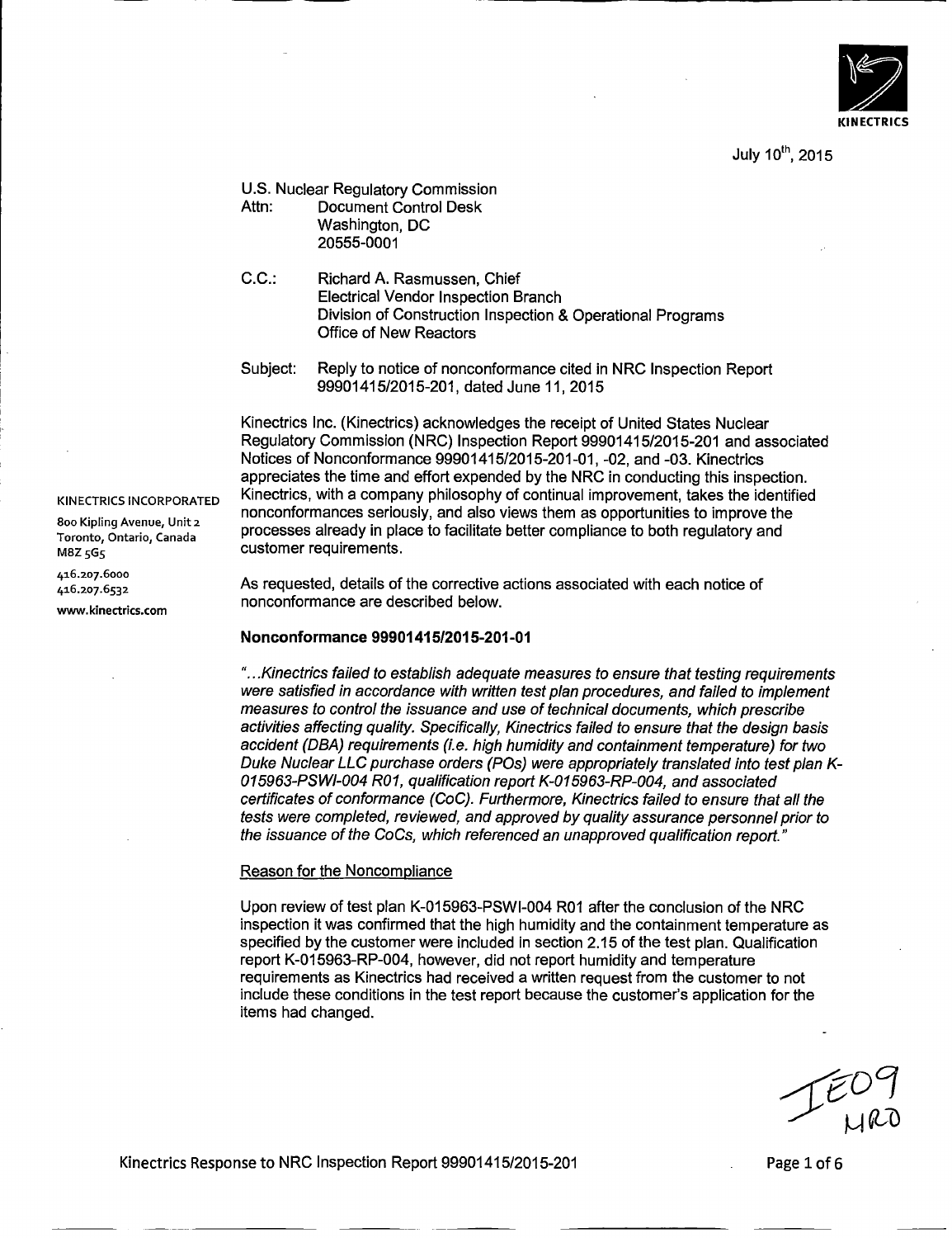KINECTRICS

July 10th, 2015

U.S. Nuclear Regulatory Commission
Attn: Document Control Desk
Washington, DC
20555-0001

C.C.: Richard A. Rasmussen, Chief
Electrical Vendor Inspection Branch
Division of Construction Inspection & Operational Programs
Office of New Reactors

Subject: Reply to notice of nonconformance cited in NRC Inspection Report 99901415/2015-201, dated June 11, 2015

KINECTRICS INCORPORATED
800 Kipling Avenue, Unit 2
Toronto, Ontario, Canada
M8Z 5G5
416.207.6000
416.207.6532
www.kinectrics.com

Kinectrics Inc. (Kinectrics) acknowledges the receipt of United States Nuclear Regulatory Commission (NRC) Inspection Report 99901415/2015-201 and associated Notices of Nonconformance 99901415/2015-201-01, -02, and -03. Kinectrics appreciates the time and effort expended by the NRC in conducting this inspection. Kinectrics, with a company philosophy of continual improvement, takes the identified nonconformances seriously, and also views them as opportunities to improve the processes already in place to facilitate better compliance to both regulatory and customer requirements.

As requested, details of the corrective actions associated with each notice of nonconformance are described below.

**Nonconformance 99901415/2015-201-01**

*"...Kinectrics failed to establish adequate measures to ensure that testing requirements were satisfied in accordance with written test plan procedures, and failed to implement measures to control the issuance and use of technical documents, which prescribe activities affecting quality. Specifically, Kinectrics failed to ensure that the design basis accident (DBA) requirements (i.e. high humidity and containment temperature) for two Duke Nuclear LLC purchase orders (POs) were appropriately translated into test plan K-015963-PSWI-004 R01, qualification report K-015963-RP-004, and associated certificates of conformance (CoC). Furthermore, Kinectrics failed to ensure that all the tests were completed, reviewed, and approved by quality assurance personnel prior to the issuance of the CoCs, which referenced an unapproved qualification report."*

Reason for the Noncompliance

Upon review of test plan K-015963-PSWI-004 R01 after the conclusion of the NRC inspection it was confirmed that the high humidity and the containment temperature as specified by the customer were included in section 2.15 of the test plan. Qualification report K-015963-RP-004, however, did not report humidity and temperature requirements as Kinectrics had received a written request from the customer to not include these conditions in the test report because the customer's application for the items had changed.

IE09
NRO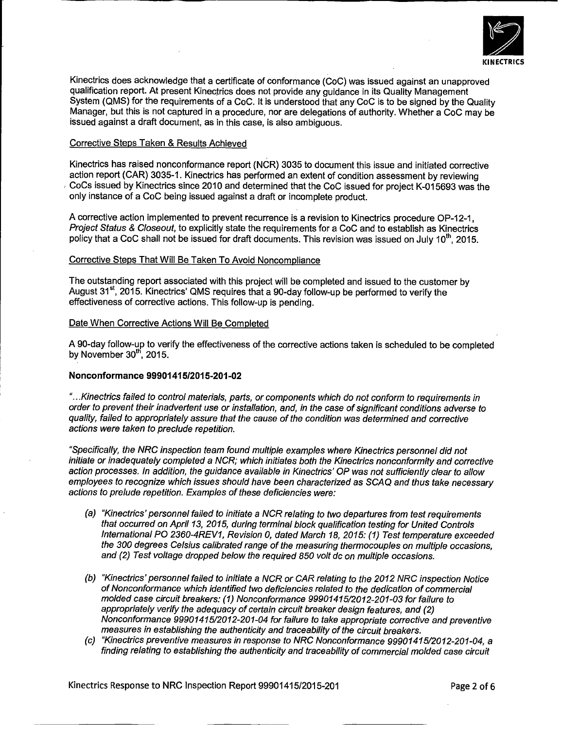Kinectrics does acknowledge that a certificate of conformance (CoC) was issued against an unapproved qualification report. At present Kinectrics does not provide any guidance in its Quality Management System (QMS) for the requirements of a CoC. It is understood that any CoC is to be signed by the Quality Manager, but this is not captured in a procedure, nor are delegations of authority. Whether a CoC may be issued against a draft document, as in this case, is also ambiguous.

Corrective Steps Taken & Results Achieved

Kinectrics has raised nonconformance report (NCR) 3035 to document this issue and initiated corrective action report (CAR) 3035-1. Kinectrics has performed an extent of condition assessment by reviewing CoCs issued by Kinectrics since 2010 and determined that the CoC issued for project K-015693 was the only instance of a CoC being issued against a draft or incomplete product.

A corrective action implemented to prevent recurrence is a revision to Kinectrics procedure OP-12-1, *Project Status & Closeout*, to explicitly state the requirements for a CoC and to establish as Kinectrics policy that a CoC shall not be issued for draft documents. This revision was issued on July 10th, 2015.

Corrective Steps That Will Be Taken To Avoid Noncompliance

The outstanding report associated with this project will be completed and issued to the customer by August 31st, 2015. Kinectrics' QMS requires that a 90-day follow-up be performed to verify the effectiveness of corrective actions. This follow-up is pending.

Date When Corrective Actions Will Be Completed

A 90-day follow-up to verify the effectiveness of the corrective actions taken is scheduled to be completed by November 30th, 2015.

**Nonconformance 99901415/2015-201-02**

*"...Kinectrics failed to control materials, parts, or components which do not conform to requirements in order to prevent their inadvertent use or installation, and, in the case of significant conditions adverse to quality, failed to appropriately assure that the cause of the condition was determined and corrective actions were taken to preclude repetition.*

*"Specifically, the NRC inspection team found multiple examples where Kinectrics personnel did not initiate or inadequately completed a NCR; which initiates both the Kinectrics nonconformity and corrective action processes. In addition, the guidance available in Kinectrics' OP was not sufficiently clear to allow employees to recognize which issues should have been characterized as SCAQ and thus take necessary actions to prelude repetition. Examples of these deficiencies were:*

- (a) *"Kinectrics' personnel failed to initiate a NCR relating to two departures from test requirements that occurred on April 13, 2015, during terminal block qualification testing for United Controls International PO 2360-4REV1, Revision 0, dated March 18, 2015: (1) Test temperature exceeded the 300 degrees Celsius calibrated range of the measuring thermocouples on multiple occasions, and (2) Test voltage dropped below the required 850 volt dc on multiple occasions.*
- (b) *"Kinectrics' personnel failed to initiate a NCR or CAR relating to the 2012 NRC inspection Notice of Nonconformance which identified two deficiencies related to the dedication of commercial molded case circuit breakers: (1) Nonconformance 99901415/2012-201-03 for failure to appropriately verify the adequacy of certain circuit breaker design features, and (2) Nonconformance 99901415/2012-201-04 for failure to take appropriate corrective and preventive measures in establishing the authenticity and traceability of the circuit breakers.*
- (c) *"Kinectrics preventive measures in response to NRC Nonconformance 99901415/2012-201-04, a finding relating to establishing the authenticity and traceability of commercial molded case circuit*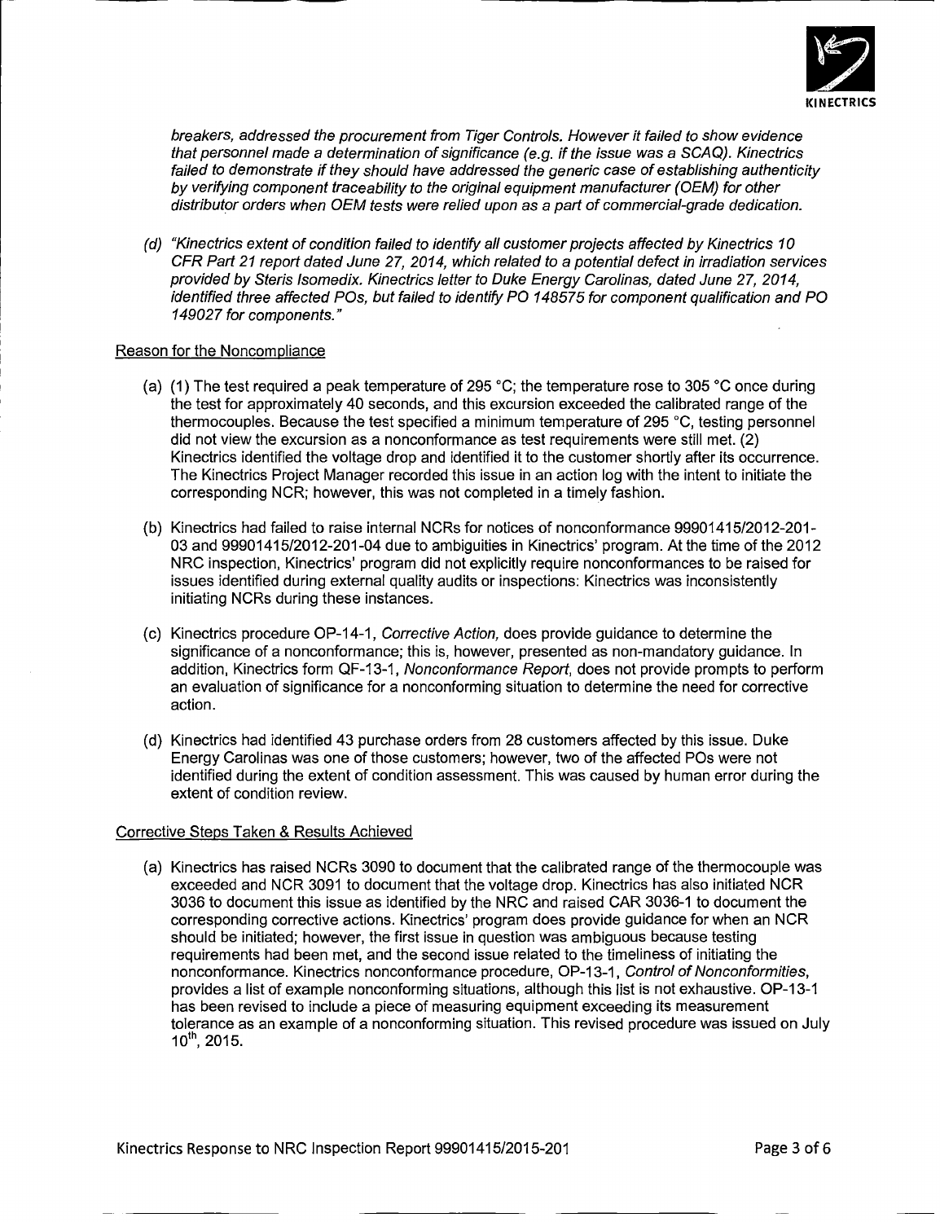*breakers, addressed the procurement from Tiger Controls. However it failed to show evidence that personnel made a determination of significance (e.g. if the issue was a SCAQ). Kinectrics failed to demonstrate if they should have addressed the generic case of establishing authenticity by verifying component traceability to the original equipment manufacturer (OEM) for other distributor orders when OEM tests were relied upon as a part of commercial-grade dedication.*

(d) *"Kinectrics extent of condition failed to identify all customer projects affected by Kinectrics 10 CFR Part 21 report dated June 27, 2014, which related to a potential defect in irradiation services provided by Steris Isomedix. Kinectrics letter to Duke Energy Carolinas, dated June 27, 2014, identified three affected POs, but failed to identify PO 148575 for component qualification and PO 149027 for components."*

Reason for the Noncompliance

(a) (1) The test required a peak temperature of 295 °C; the temperature rose to 305 °C once during the test for approximately 40 seconds, and this excursion exceeded the calibrated range of the thermocouples. Because the test specified a minimum temperature of 295 °C, testing personnel did not view the excursion as a nonconformance as test requirements were still met. (2) Kinectrics identified the voltage drop and identified it to the customer shortly after its occurrence. The Kinectrics Project Manager recorded this issue in an action log with the intent to initiate the corresponding NCR; however, this was not completed in a timely fashion.

(b) Kinectrics had failed to raise internal NCRs for notices of nonconformance 99901415/2012-201-03 and 99901415/2012-201-04 due to ambiguities in Kinectrics' program. At the time of the 2012 NRC inspection, Kinectrics' program did not explicitly require nonconformances to be raised for issues identified during external quality audits or inspections: Kinectrics was inconsistently initiating NCRs during these instances.

(c) Kinectrics procedure OP-14-1, *Corrective Action,* does provide guidance to determine the significance of a nonconformance; this is, however, presented as non-mandatory guidance. In addition, Kinectrics form QF-13-1, *Nonconformance Report*, does not provide prompts to perform an evaluation of significance for a nonconforming situation to determine the need for corrective action.

(d) Kinectrics had identified 43 purchase orders from 28 customers affected by this issue. Duke Energy Carolinas was one of those customers; however, two of the affected POs were not identified during the extent of condition assessment. This was caused by human error during the extent of condition review.

Corrective Steps Taken & Results Achieved

(a) Kinectrics has raised NCRs 3090 to document that the calibrated range of the thermocouple was exceeded and NCR 3091 to document that the voltage drop. Kinectrics has also initiated NCR 3036 to document this issue as identified by the NRC and raised CAR 3036-1 to document the corresponding corrective actions. Kinectrics' program does provide guidance for when an NCR should be initiated; however, the first issue in question was ambiguous because testing requirements had been met, and the second issue related to the timeliness of initiating the nonconformance. Kinectrics nonconformance procedure, OP-13-1, *Control of Nonconformities*, provides a list of example nonconforming situations, although this list is not exhaustive. OP-13-1 has been revised to include a piece of measuring equipment exceeding its measurement tolerance as an example of a nonconforming situation. This revised procedure was issued on July 10th, 2015.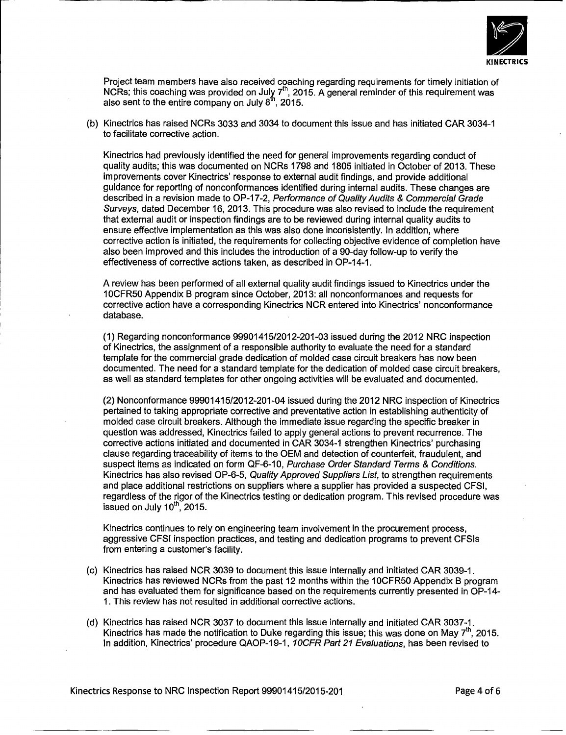Project team members have also received coaching regarding requirements for timely initiation of NCRs; this coaching was provided on July 7th, 2015. A general reminder of this requirement was also sent to the entire company on July 8th, 2015.

(b) Kinectrics has raised NCRs 3033 and 3034 to document this issue and has initiated CAR 3034-1 to facilitate corrective action.

Kinectrics had previously identified the need for general improvements regarding conduct of quality audits; this was documented on NCRs 1798 and 1805 initiated in October of 2013. These improvements cover Kinectrics' response to external audit findings, and provide additional guidance for reporting of nonconformances identified during internal audits. These changes are described in a revision made to OP-17-2, *Performance of Quality Audits & Commercial Grade Surveys*, dated December 16, 2013. This procedure was also revised to include the requirement that external audit or inspection findings are to be reviewed during internal quality audits to ensure effective implementation as this was also done inconsistently. In addition, where corrective action is initiated, the requirements for collecting objective evidence of completion have also been improved and this includes the introduction of a 90-day follow-up to verify the effectiveness of corrective actions taken, as described in OP-14-1.

A review has been performed of all external quality audit findings issued to Kinectrics under the 10CFR50 Appendix B program since October, 2013: all nonconformances and requests for corrective action have a corresponding Kinectrics NCR entered into Kinectrics' nonconformance database.

(1) Regarding nonconformance 99901415/2012-201-03 issued during the 2012 NRC inspection of Kinectrics, the assignment of a responsible authority to evaluate the need for a standard template for the commercial grade dedication of molded case circuit breakers has now been documented. The need for a standard template for the dedication of molded case circuit breakers, as well as standard templates for other ongoing activities will be evaluated and documented.

(2) Nonconformance 99901415/2012-201-04 issued during the 2012 NRC inspection of Kinectrics pertained to taking appropriate corrective and preventative action in establishing authenticity of molded case circuit breakers. Although the immediate issue regarding the specific breaker in question was addressed, Kinectrics failed to apply general actions to prevent recurrence. The corrective actions initiated and documented in CAR 3034-1 strengthen Kinectrics' purchasing clause regarding traceability of items to the OEM and detection of counterfeit, fraudulent, and suspect items as indicated on form QF-6-10, *Purchase Order Standard Terms & Conditions*. Kinectrics has also revised OP-6-5, *Quality Approved Suppliers List*, to strengthen requirements and place additional restrictions on suppliers where a supplier has provided a suspected CFSI, regardless of the rigor of the Kinectrics testing or dedication program. This revised procedure was issued on July 10th, 2015.

Kinectrics continues to rely on engineering team involvement in the procurement process, aggressive CFSI inspection practices, and testing and dedication programs to prevent CFSIs from entering a customer's facility.

(c) Kinectrics has raised NCR 3039 to document this issue internally and initiated CAR 3039-1. Kinectrics has reviewed NCRs from the past 12 months within the 10CFR50 Appendix B program and has evaluated them for significance based on the requirements currently presented in OP-14-1. This review has not resulted in additional corrective actions.

(d) Kinectrics has raised NCR 3037 to document this issue internally and initiated CAR 3037-1. Kinectrics has made the notification to Duke regarding this issue; this was done on May 7th, 2015. In addition, Kinectrics' procedure QAOP-19-1, *10CFR Part 21 Evaluations*, has been revised to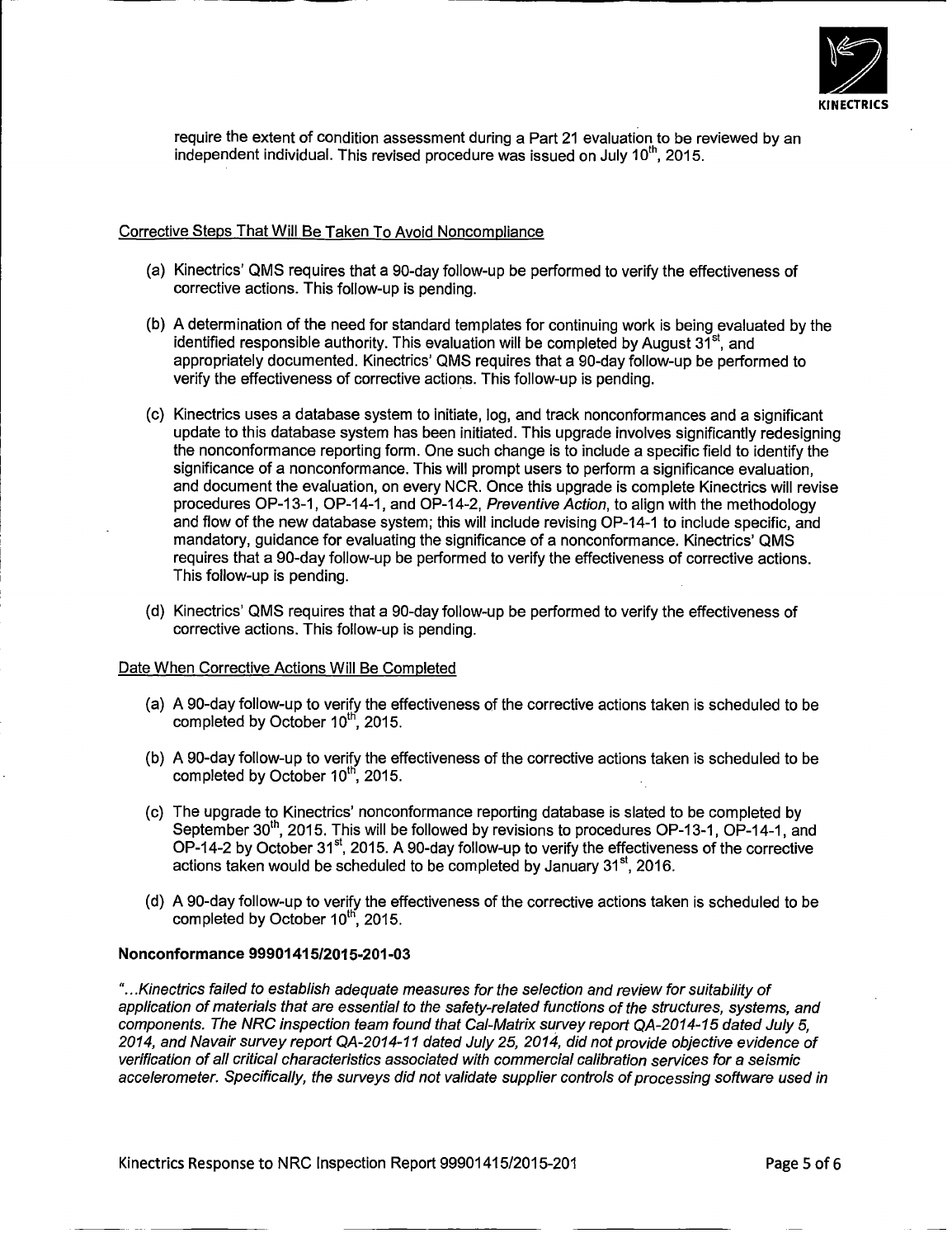require the extent of condition assessment during a Part 21 evaluation to be reviewed by an independent individual. This revised procedure was issued on July 10th, 2015.

Corrective Steps That Will Be Taken To Avoid Noncompliance

(a) Kinectrics' QMS requires that a 90-day follow-up be performed to verify the effectiveness of corrective actions. This follow-up is pending.

(b) A determination of the need for standard templates for continuing work is being evaluated by the identified responsible authority. This evaluation will be completed by August 31st, and appropriately documented. Kinectrics' QMS requires that a 90-day follow-up be performed to verify the effectiveness of corrective actions. This follow-up is pending.

(c) Kinectrics uses a database system to initiate, log, and track nonconformances and a significant update to this database system has been initiated. This upgrade involves significantly redesigning the nonconformance reporting form. One such change is to include a specific field to identify the significance of a nonconformance. This will prompt users to perform a significance evaluation, and document the evaluation, on every NCR. Once this upgrade is complete Kinectrics will revise procedures OP-13-1, OP-14-1, and OP-14-2, *Preventive Action*, to align with the methodology and flow of the new database system; this will include revising OP-14-1 to include specific, and mandatory, guidance for evaluating the significance of a nonconformance. Kinectrics' QMS requires that a 90-day follow-up be performed to verify the effectiveness of corrective actions. This follow-up is pending.

(d) Kinectrics' QMS requires that a 90-day follow-up be performed to verify the effectiveness of corrective actions. This follow-up is pending.

Date When Corrective Actions Will Be Completed

(a) A 90-day follow-up to verify the effectiveness of the corrective actions taken is scheduled to be completed by October 10th, 2015.

(b) A 90-day follow-up to verify the effectiveness of the corrective actions taken is scheduled to be completed by October 10th, 2015.

(c) The upgrade to Kinectrics' nonconformance reporting database is slated to be completed by September 30th, 2015. This will be followed by revisions to procedures OP-13-1, OP-14-1, and OP-14-2 by October 31st, 2015. A 90-day follow-up to verify the effectiveness of the corrective actions taken would be scheduled to be completed by January 31st, 2016.

(d) A 90-day follow-up to verify the effectiveness of the corrective actions taken is scheduled to be completed by October 10th, 2015.

**Nonconformance 99901415/2015-201-03**

*"...Kinectrics failed to establish adequate measures for the selection and review for suitability of application of materials that are essential to the safety-related functions of the structures, systems, and components. The NRC inspection team found that Cal-Matrix survey report QA-2014-15 dated July 5, 2014, and Navair survey report QA-2014-11 dated July 25, 2014, did not provide objective evidence of verification of all critical characteristics associated with commercial calibration services for a seismic accelerometer. Specifically, the surveys did not validate supplier controls of processing software used in*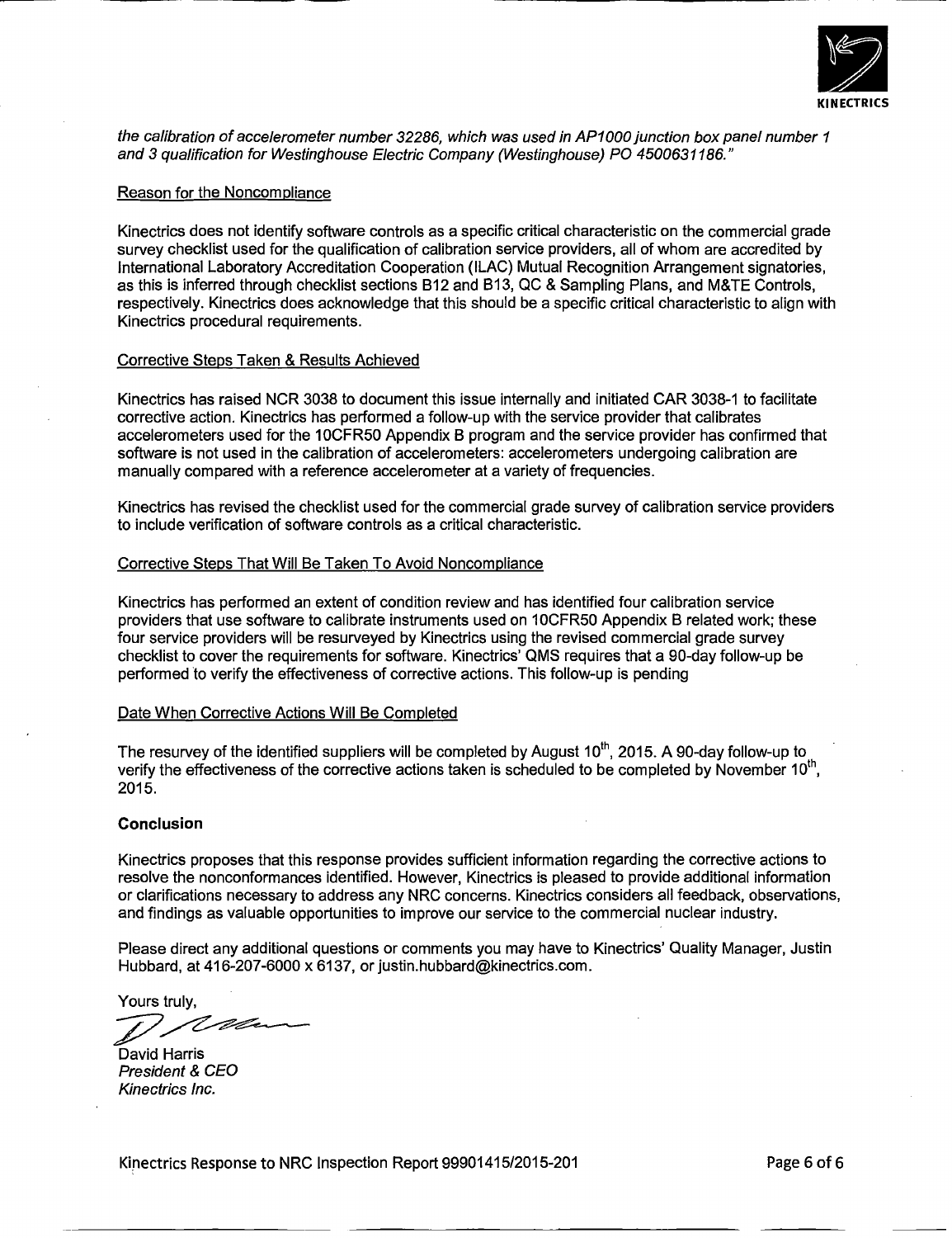*the calibration of accelerometer number 32286, which was used in AP1000 junction box panel number 1 and 3 qualification for Westinghouse Electric Company (Westinghouse) PO 4500631186."*

Reason for the Noncompliance

Kinectrics does not identify software controls as a specific critical characteristic on the commercial grade survey checklist used for the qualification of calibration service providers, all of whom are accredited by International Laboratory Accreditation Cooperation (ILAC) Mutual Recognition Arrangement signatories, as this is inferred through checklist sections B12 and B13, QC & Sampling Plans, and M&TE Controls, respectively. Kinectrics does acknowledge that this should be a specific critical characteristic to align with Kinectrics procedural requirements.

Corrective Steps Taken & Results Achieved

Kinectrics has raised NCR 3038 to document this issue internally and initiated CAR 3038-1 to facilitate corrective action. Kinectrics has performed a follow-up with the service provider that calibrates accelerometers used for the 10CFR50 Appendix B program and the service provider has confirmed that software is not used in the calibration of accelerometers: accelerometers undergoing calibration are manually compared with a reference accelerometer at a variety of frequencies.

Kinectrics has revised the checklist used for the commercial grade survey of calibration service providers to include verification of software controls as a critical characteristic.

Corrective Steps That Will Be Taken To Avoid Noncompliance

Kinectrics has performed an extent of condition review and has identified four calibration service providers that use software to calibrate instruments used on 10CFR50 Appendix B related work; these four service providers will be resurveyed by Kinectrics using the revised commercial grade survey checklist to cover the requirements for software. Kinectrics' QMS requires that a 90-day follow-up be performed to verify the effectiveness of corrective actions. This follow-up is pending

Date When Corrective Actions Will Be Completed

The resurvey of the identified suppliers will be completed by August 10th, 2015. A 90-day follow-up to verify the effectiveness of the corrective actions taken is scheduled to be completed by November 10th, 2015.

**Conclusion**

Kinectrics proposes that this response provides sufficient information regarding the corrective actions to resolve the nonconformances identified. However, Kinectrics is pleased to provide additional information or clarifications necessary to address any NRC concerns. Kinectrics considers all feedback, observations, and findings as valuable opportunities to improve our service to the commercial nuclear industry.

Please direct any additional questions or comments you may have to Kinectrics' Quality Manager, Justin Hubbard, at 416-207-6000 x 6137, or justin.hubbard@kinectrics.com.

Yours truly,

David Harris
*President & CEO*
*Kinectrics Inc.*